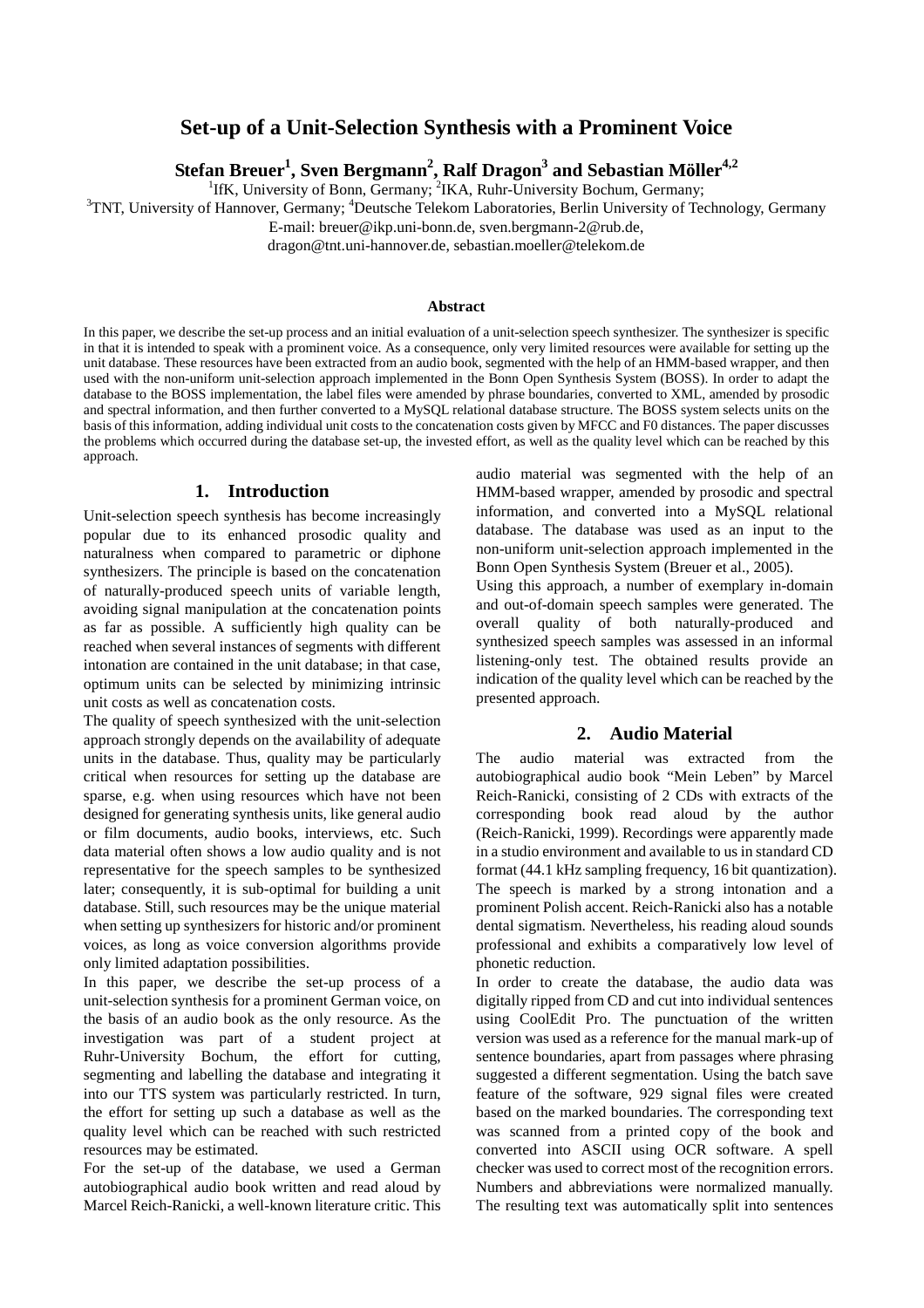# Set-up of a Unit-Selection Synthesis with a Prominent Voice

**Stefan Breuer[1], Sven Bergmann[2], Ralf Dragon[3] and Sebastian Möller[4,2]**

[1]IfK, University of Bonn, Germany; [2]IKA, Ruhr-University Bochum, Germany;
[3]TNT, University of Hannover, Germany; [4]Deutsche Telekom Laboratories, Berlin University of Technology, Germany
E-mail: breuer@ikp.uni-bonn.de, sven.bergmann-2@rub.de,
dragon@tnt.uni-hannover.de, sebastian.moeller@telekom.de

### Abstract

In this paper, we describe the set-up process and an initial evaluation of a unit-selection speech synthesizer. The synthesizer is specific in that it is intended to speak with a prominent voice. As a consequence, only very limited resources were available for setting up the unit database. These resources have been extracted from an audio book, segmented with the help of an HMM-based wrapper, and then used with the non-uniform unit-selection approach implemented in the Bonn Open Synthesis System (BOSS). In order to adapt the database to the BOSS implementation, the label files were amended by phrase boundaries, converted to XML, amended by prosodic and spectral information, and then further converted to a MySQL relational database structure. The BOSS system selects units on the basis of this information, adding individual unit costs to the concatenation costs given by MFCC and F0 distances. The paper discusses the problems which occurred during the database set-up, the invested effort, as well as the quality level which can be reached by this approach.

## 1. Introduction

Unit-selection speech synthesis has become increasingly popular due to its enhanced prosodic quality and naturalness when compared to parametric or diphone synthesizers. The principle is based on the concatenation of naturally-produced speech units of variable length, avoiding signal manipulation at the concatenation points as far as possible. A sufficiently high quality can be reached when several instances of segments with different intonation are contained in the unit database; in that case, optimum units can be selected by minimizing intrinsic unit costs as well as concatenation costs.

The quality of speech synthesized with the unit-selection approach strongly depends on the availability of adequate units in the database. Thus, quality may be particularly critical when resources for setting up the database are sparse, e.g. when using resources which have not been designed for generating synthesis units, like general audio or film documents, audio books, interviews, etc. Such data material often shows a low audio quality and is not representative for the speech samples to be synthesized later; consequently, it is sub-optimal for building a unit database. Still, such resources may be the unique material when setting up synthesizers for historic and/or prominent voices, as long as voice conversion algorithms provide only limited adaptation possibilities.

In this paper, we describe the set-up process of a unit-selection synthesis for a prominent German voice, on the basis of an audio book as the only resource. As the investigation was part of a student project at Ruhr-University Bochum, the effort for cutting, segmenting and labelling the database and integrating it into our TTS system was particularly restricted. In turn, the effort for setting up such a database as well as the quality level which can be reached with such restricted resources may be estimated.

For the set-up of the database, we used a German autobiographical audio book written and read aloud by Marcel Reich-Ranicki, a well-known literature critic. This audio material was segmented with the help of an HMM-based wrapper, amended by prosodic and spectral information, and converted into a MySQL relational database. The database was used as an input to the non-uniform unit-selection approach implemented in the Bonn Open Synthesis System (Breuer et al., 2005).

Using this approach, a number of exemplary in-domain and out-of-domain speech samples were generated. The overall quality of both naturally-produced and synthesized speech samples was assessed in an informal listening-only test. The obtained results provide an indication of the quality level which can be reached by the presented approach.

## 2. Audio Material

The audio material was extracted from the autobiographical audio book "Mein Leben" by Marcel Reich-Ranicki, consisting of 2 CDs with extracts of the corresponding book read aloud by the author (Reich-Ranicki, 1999). Recordings were apparently made in a studio environment and available to us in standard CD format (44.1 kHz sampling frequency, 16 bit quantization). The speech is marked by a strong intonation and a prominent Polish accent. Reich-Ranicki also has a notable dental sigmatism. Nevertheless, his reading aloud sounds professional and exhibits a comparatively low level of phonetic reduction.

In order to create the database, the audio data was digitally ripped from CD and cut into individual sentences using CoolEdit Pro. The punctuation of the written version was used as a reference for the manual mark-up of sentence boundaries, apart from passages where phrasing suggested a different segmentation. Using the batch save feature of the software, 929 signal files were created based on the marked boundaries. The corresponding text was scanned from a printed copy of the book and converted into ASCII using OCR software. A spell checker was used to correct most of the recognition errors. Numbers and abbreviations were normalized manually. The resulting text was automatically split into sentences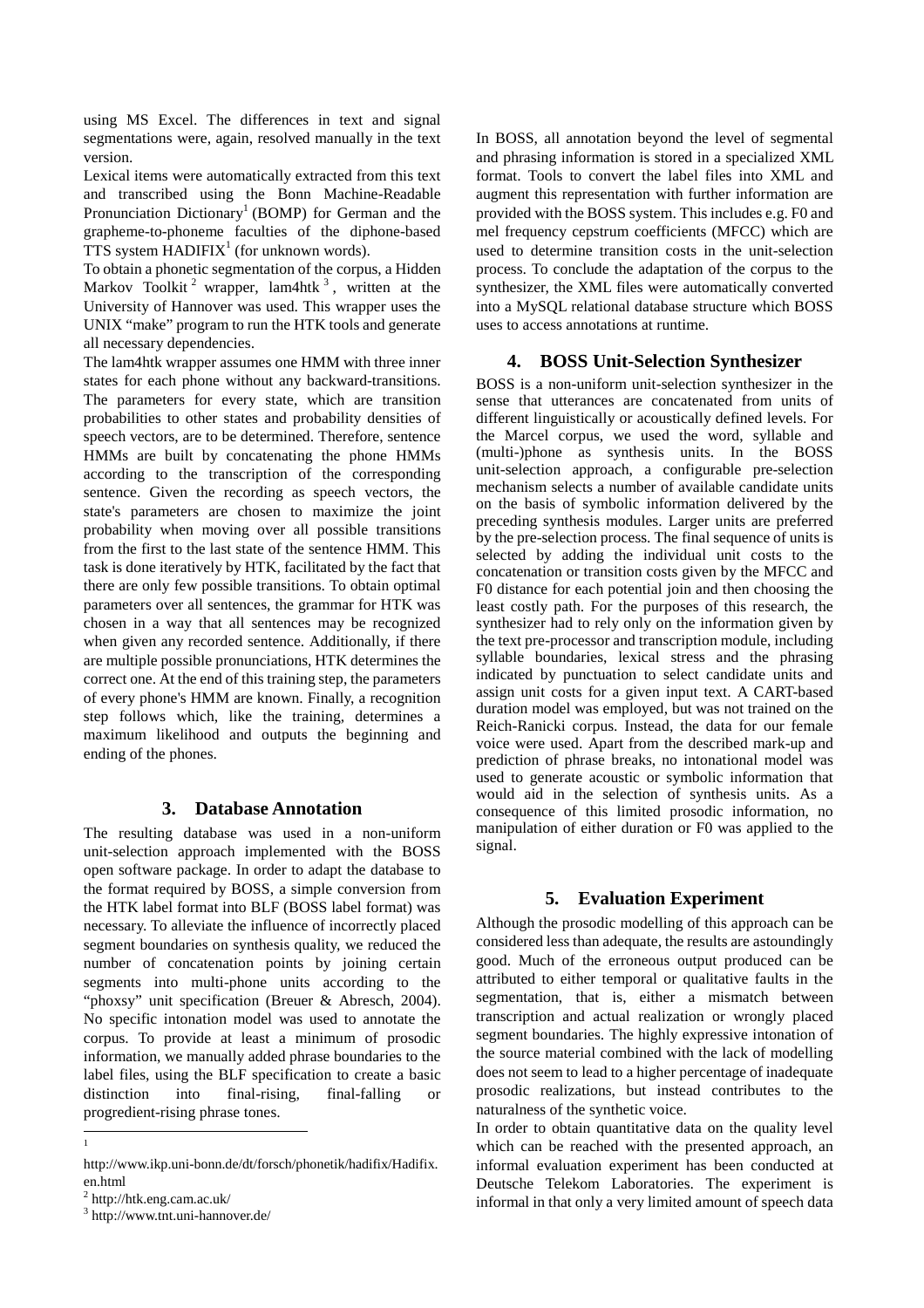using MS Excel. The differences in text and signal segmentations were, again, resolved manually in the text version.

Lexical items were automatically extracted from this text and transcribed using the Bonn Machine-Readable Pronunciation Dictionary[1] (BOMP) for German and the grapheme-to-phoneme faculties of the diphone-based TTS system HADIFIX[1] (for unknown words).

To obtain a phonetic segmentation of the corpus, a Hidden Markov Toolkit[2] wrapper, lam4htk[3], written at the University of Hannover was used. This wrapper uses the UNIX "make" program to run the HTK tools and generate all necessary dependencies.

The lam4htk wrapper assumes one HMM with three inner states for each phone without any backward-transitions. The parameters for every state, which are transition probabilities to other states and probability densities of speech vectors, are to be determined. Therefore, sentence HMMs are built by concatenating the phone HMMs according to the transcription of the corresponding sentence. Given the recording as speech vectors, the state's parameters are chosen to maximize the joint probability when moving over all possible transitions from the first to the last state of the sentence HMM. This task is done iteratively by HTK, facilitated by the fact that there are only few possible transitions. To obtain optimal parameters over all sentences, the grammar for HTK was chosen in a way that all sentences may be recognized when given any recorded sentence. Additionally, if there are multiple possible pronunciations, HTK determines the correct one. At the end of this training step, the parameters of every phone's HMM are known. Finally, a recognition step follows which, like the training, determines a maximum likelihood and outputs the beginning and ending of the phones.

## 3. Database Annotation

The resulting database was used in a non-uniform unit-selection approach implemented with the BOSS open software package. In order to adapt the database to the format required by BOSS, a simple conversion from the HTK label format into BLF (BOSS label format) was necessary. To alleviate the influence of incorrectly placed segment boundaries on synthesis quality, we reduced the number of concatenation points by joining certain segments into multi-phone units according to the "phoxsy" unit specification (Breuer & Abresch, 2004). No specific intonation model was used to annotate the corpus. To provide at least a minimum of prosodic information, we manually added phrase boundaries to the label files, using the BLF specification to create a basic distinction into final-rising, final-falling or progredient-rising phrase tones.

In BOSS, all annotation beyond the level of segmental and phrasing information is stored in a specialized XML format. Tools to convert the label files into XML and augment this representation with further information are provided with the BOSS system. This includes e.g. F0 and mel frequency cepstrum coefficients (MFCC) which are used to determine transition costs in the unit-selection process. To conclude the adaptation of the corpus to the synthesizer, the XML files were automatically converted into a MySQL relational database structure which BOSS uses to access annotations at runtime.

## 4. BOSS Unit-Selection Synthesizer

BOSS is a non-uniform unit-selection synthesizer in the sense that utterances are concatenated from units of different linguistically or acoustically defined levels. For the Marcel corpus, we used the word, syllable and (multi-)phone as synthesis units. In the BOSS unit-selection approach, a configurable pre-selection mechanism selects a number of available candidate units on the basis of symbolic information delivered by the preceding synthesis modules. Larger units are preferred by the pre-selection process. The final sequence of units is selected by adding the individual unit costs to the concatenation or transition costs given by the MFCC and F0 distance for each potential join and then choosing the least costly path. For the purposes of this research, the synthesizer had to rely only on the information given by the text pre-processor and transcription module, including syllable boundaries, lexical stress and the phrasing indicated by punctuation to select candidate units and assign unit costs for a given input text. A CART-based duration model was employed, but was not trained on the Reich-Ranicki corpus. Instead, the data for our female voice were used. Apart from the described mark-up and prediction of phrase breaks, no intonational model was used to generate acoustic or symbolic information that would aid in the selection of synthesis units. As a consequence of this limited prosodic information, no manipulation of either duration or F0 was applied to the signal.

## 5. Evaluation Experiment

Although the prosodic modelling of this approach can be considered less than adequate, the results are astoundingly good. Much of the erroneous output produced can be attributed to either temporal or qualitative faults in the segmentation, that is, either a mismatch between transcription and actual realization or wrongly placed segment boundaries. The highly expressive intonation of the source material combined with the lack of modelling does not seem to lead to a higher percentage of inadequate prosodic realizations, but instead contributes to the naturalness of the synthetic voice.

In order to obtain quantitative data on the quality level which can be reached with the presented approach, an informal evaluation experiment has been conducted at Deutsche Telekom Laboratories. The experiment is informal in that only a very limited amount of speech data

---

[1] http://www.ikp.uni-bonn.de/dt/forsch/phonetik/hadifix/Hadifix.en.html

[2] http://htk.eng.cam.ac.uk/

[3] http://www.tnt.uni-hannover.de/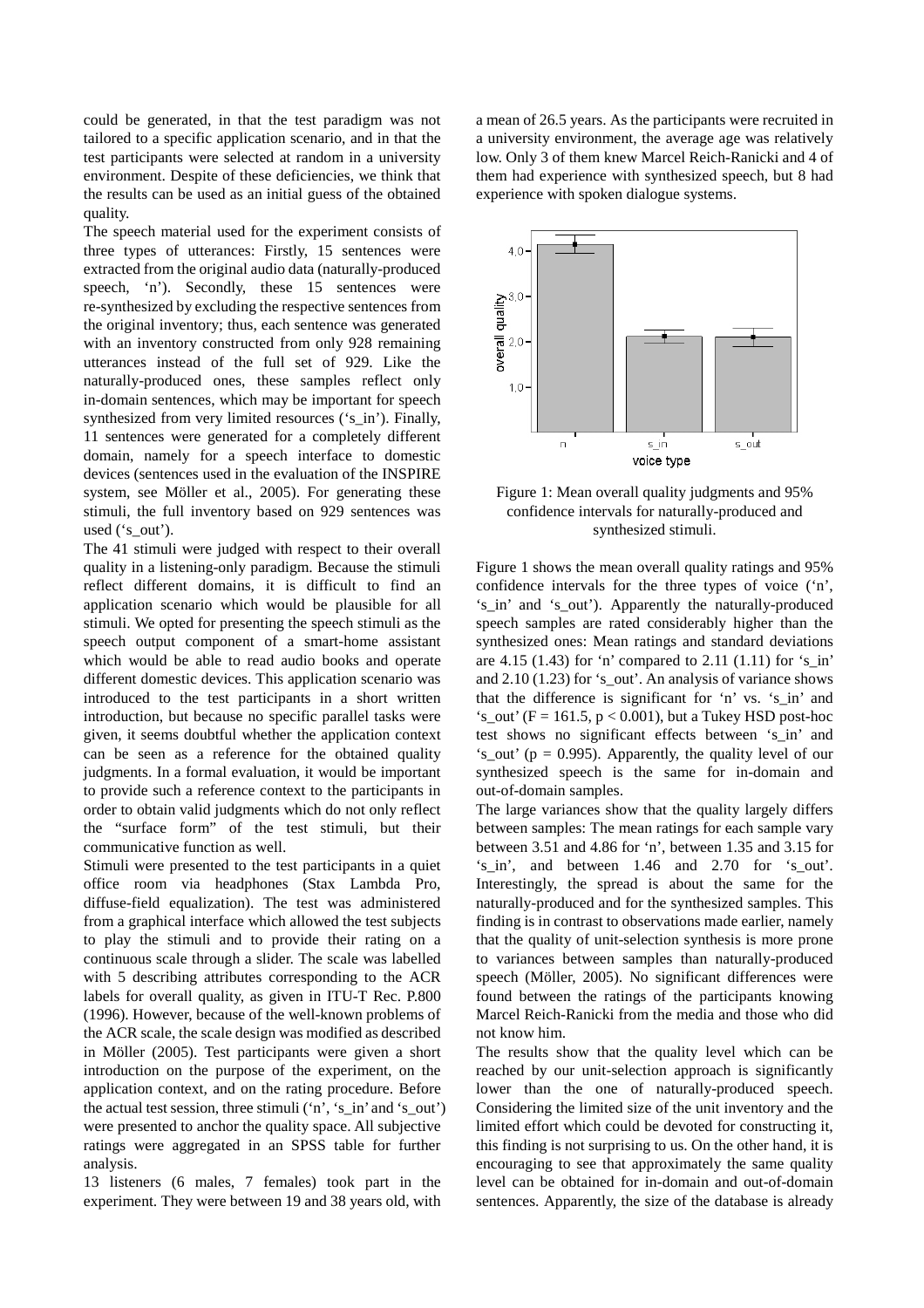could be generated, in that the test paradigm was not tailored to a specific application scenario, and in that the test participants were selected at random in a university environment. Despite of these deficiencies, we think that the results can be used as an initial guess of the obtained quality.

The speech material used for the experiment consists of three types of utterances: Firstly, 15 sentences were extracted from the original audio data (naturally-produced speech, 'n'). Secondly, these 15 sentences were re-synthesized by excluding the respective sentences from the original inventory; thus, each sentence was generated with an inventory constructed from only 928 remaining utterances instead of the full set of 929. Like the naturally-produced ones, these samples reflect only in-domain sentences, which may be important for speech synthesized from very limited resources ('s_in'). Finally, 11 sentences were generated for a completely different domain, namely for a speech interface to domestic devices (sentences used in the evaluation of the INSPIRE system, see Möller et al., 2005). For generating these stimuli, the full inventory based on 929 sentences was used ('s_out').

The 41 stimuli were judged with respect to their overall quality in a listening-only paradigm. Because the stimuli reflect different domains, it is difficult to find an application scenario which would be plausible for all stimuli. We opted for presenting the speech stimuli as the speech output component of a smart-home assistant which would be able to read audio books and operate different domestic devices. This application scenario was introduced to the test participants in a short written introduction, but because no specific parallel tasks were given, it seems doubtful whether the application context can be seen as a reference for the obtained quality judgments. In a formal evaluation, it would be important to provide such a reference context to the participants in order to obtain valid judgments which do not only reflect the "surface form" of the test stimuli, but their communicative function as well.

Stimuli were presented to the test participants in a quiet office room via headphones (Stax Lambda Pro, diffuse-field equalization). The test was administered from a graphical interface which allowed the test subjects to play the stimuli and to provide their rating on a continuous scale through a slider. The scale was labelled with 5 describing attributes corresponding to the ACR labels for overall quality, as given in ITU-T Rec. P.800 (1996). However, because of the well-known problems of the ACR scale, the scale design was modified as described in Möller (2005). Test participants were given a short introduction on the purpose of the experiment, on the application context, and on the rating procedure. Before the actual test session, three stimuli ('n', 's_in' and 's_out') were presented to anchor the quality space. All subjective ratings were aggregated in an SPSS table for further analysis.

13 listeners (6 males, 7 females) took part in the experiment. They were between 19 and 38 years old, with a mean of 26.5 years. As the participants were recruited in a university environment, the average age was relatively low. Only 3 of them knew Marcel Reich-Ranicki and 4 of them had experience with synthesized speech, but 8 had experience with spoken dialogue systems.

Figure 1: Mean overall quality judgments and 95% confidence intervals for naturally-produced and synthesized stimuli.

Figure 1 shows the mean overall quality ratings and 95% confidence intervals for the three types of voice ('n', 's_in' and 's_out'). Apparently the naturally-produced speech samples are rated considerably higher than the synthesized ones: Mean ratings and standard deviations are 4.15 (1.43) for 'n' compared to 2.11 (1.11) for 's_in' and 2.10 (1.23) for 's_out'. An analysis of variance shows that the difference is significant for 'n' vs. 's_in' and 's_out' ($F = 161.5$, $p < 0.001$), but a Tukey HSD post-hoc test shows no significant effects between 's_in' and 's_out' ($p = 0.995$). Apparently, the quality level of our synthesized speech is the same for in-domain and out-of-domain samples.

The large variances show that the quality largely differs between samples: The mean ratings for each sample vary between 3.51 and 4.86 for 'n', between 1.35 and 3.15 for 's_in', and between 1.46 and 2.70 for 's_out'. Interestingly, the spread is about the same for the naturally-produced and for the synthesized samples. This finding is in contrast to observations made earlier, namely that the quality of unit-selection synthesis is more prone to variances between samples than naturally-produced speech (Möller, 2005). No significant differences were found between the ratings of the participants knowing Marcel Reich-Ranicki from the media and those who did not know him.

The results show that the quality level which can be reached by our unit-selection approach is significantly lower than the one of naturally-produced speech. Considering the limited size of the unit inventory and the limited effort which could be devoted for constructing it, this finding is not surprising to us. On the other hand, it is encouraging to see that approximately the same quality level can be obtained for in-domain and out-of-domain sentences. Apparently, the size of the database is already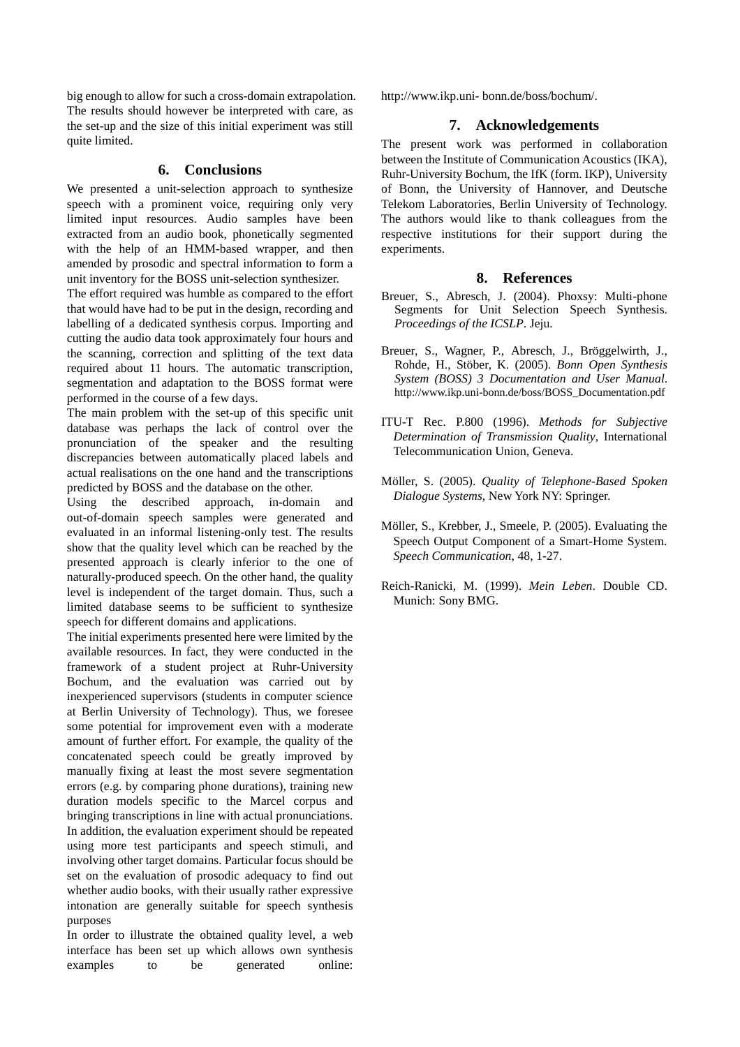big enough to allow for such a cross-domain extrapolation. The results should however be interpreted with care, as the set-up and the size of this initial experiment was still quite limited.

## 6. Conclusions

We presented a unit-selection approach to synthesize speech with a prominent voice, requiring only very limited input resources. Audio samples have been extracted from an audio book, phonetically segmented with the help of an HMM-based wrapper, and then amended by prosodic and spectral information to form a unit inventory for the BOSS unit-selection synthesizer.

The effort required was humble as compared to the effort that would have had to be put in the design, recording and labelling of a dedicated synthesis corpus. Importing and cutting the audio data took approximately four hours and the scanning, correction and splitting of the text data required about 11 hours. The automatic transcription, segmentation and adaptation to the BOSS format were performed in the course of a few days.

The main problem with the set-up of this specific unit database was perhaps the lack of control over the pronunciation of the speaker and the resulting discrepancies between automatically placed labels and actual realisations on the one hand and the transcriptions predicted by BOSS and the database on the other.

Using the described approach, in-domain and out-of-domain speech samples were generated and evaluated in an informal listening-only test. The results show that the quality level which can be reached by the presented approach is clearly inferior to the one of naturally-produced speech. On the other hand, the quality level is independent of the target domain. Thus, such a limited database seems to be sufficient to synthesize speech for different domains and applications.

The initial experiments presented here were limited by the available resources. In fact, they were conducted in the framework of a student project at Ruhr-University Bochum, and the evaluation was carried out by inexperienced supervisors (students in computer science at Berlin University of Technology). Thus, we foresee some potential for improvement even with a moderate amount of further effort. For example, the quality of the concatenated speech could be greatly improved by manually fixing at least the most severe segmentation errors (e.g. by comparing phone durations), training new duration models specific to the Marcel corpus and bringing transcriptions in line with actual pronunciations. In addition, the evaluation experiment should be repeated using more test participants and speech stimuli, and involving other target domains. Particular focus should be set on the evaluation of prosodic adequacy to find out whether audio books, with their usually rather expressive intonation are generally suitable for speech synthesis purposes

In order to illustrate the obtained quality level, a web interface has been set up which allows own synthesis examples to be generated online: http://www.ikp.uni- bonn.de/boss/bochum/.

## 7. Acknowledgements

The present work was performed in collaboration between the Institute of Communication Acoustics (IKA), Ruhr-University Bochum, the IfK (form. IKP), University of Bonn, the University of Hannover, and Deutsche Telekom Laboratories, Berlin University of Technology. The authors would like to thank colleagues from the respective institutions for their support during the experiments.

## 8. References

Breuer, S., Abresch, J. (2004). Phoxsy: Multi-phone Segments for Unit Selection Speech Synthesis. *Proceedings of the ICSLP*. Jeju.

Breuer, S., Wagner, P., Abresch, J., Bröggelwirth, J., Rohde, H., Stöber, K. (2005). *Bonn Open Synthesis System (BOSS) 3 Documentation and User Manual*. http://www.ikp.uni-bonn.de/boss/BOSS_Documentation.pdf

ITU-T Rec. P.800 (1996). *Methods for Subjective Determination of Transmission Quality*, International Telecommunication Union, Geneva.

Möller, S. (2005). *Quality of Telephone-Based Spoken Dialogue Systems*, New York NY: Springer.

Möller, S., Krebber, J., Smeele, P. (2005). Evaluating the Speech Output Component of a Smart-Home System. *Speech Communication*, 48, 1-27.

Reich-Ranicki, M. (1999). *Mein Leben*. Double CD. Munich: Sony BMG.